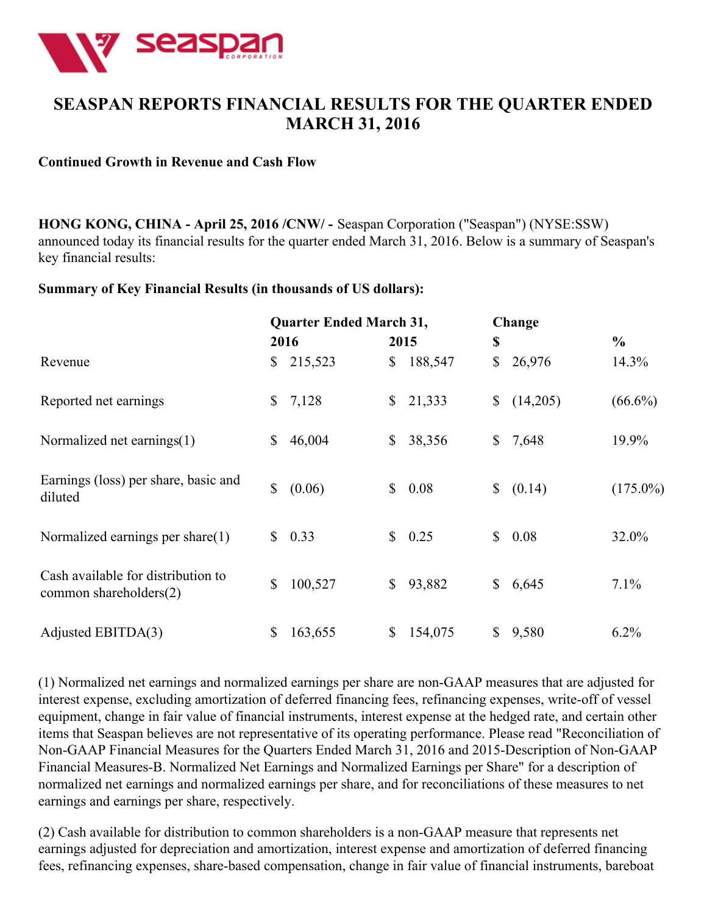# SEASPAN REPORTS FINANCIAL RESULTS FOR THE QUARTER ENDED MARCH 31, 2016

**Continued Growth in Revenue and Cash Flow**

**HONG KONG, CHINA - April 25, 2016 /CNW/ -** Seaspan Corporation ("Seaspan") (NYSE:SSW) announced today its financial results for the quarter ended March 31, 2016. Below is a summary of Seaspan's key financial results:

**Summary of Key Financial Results (in thousands of US dollars):**

| | Quarter Ended March 31, | | Change | |
|---|---|---|---|---|
| | **2016** | **2015** | **$** | **%** |
| Revenue | $ 215,523 | $ 188,547 | $ 26,976 | 14.3% |
| Reported net earnings | $ 7,128 | $ 21,333 | $ (14,205) | (66.6%) |
| Normalized net earnings(1) | $ 46,004 | $ 38,356 | $ 7,648 | 19.9% |
| Earnings (loss) per share, basic and diluted | $ (0.06) | $ 0.08 | $ (0.14) | (175.0%) |
| Normalized earnings per share(1) | $ 0.33 | $ 0.25 | $ 0.08 | 32.0% |
| Cash available for distribution to common shareholders(2) | $ 100,527 | $ 93,882 | $ 6,645 | 7.1% |
| Adjusted EBITDA(3) | $ 163,655 | $ 154,075 | $ 9,580 | 6.2% |

(1) Normalized net earnings and normalized earnings per share are non-GAAP measures that are adjusted for interest expense, excluding amortization of deferred financing fees, refinancing expenses, write-off of vessel equipment, change in fair value of financial instruments, interest expense at the hedged rate, and certain other items that Seaspan believes are not representative of its operating performance. Please read "Reconciliation of Non-GAAP Financial Measures for the Quarters Ended March 31, 2016 and 2015-Description of Non-GAAP Financial Measures-B. Normalized Net Earnings and Normalized Earnings per Share" for a description of normalized net earnings and normalized earnings per share, and for reconciliations of these measures to net earnings and earnings per share, respectively.

(2) Cash available for distribution to common shareholders is a non-GAAP measure that represents net earnings adjusted for depreciation and amortization, interest expense and amortization of deferred financing fees, refinancing expenses, share-based compensation, change in fair value of financial instruments, bareboat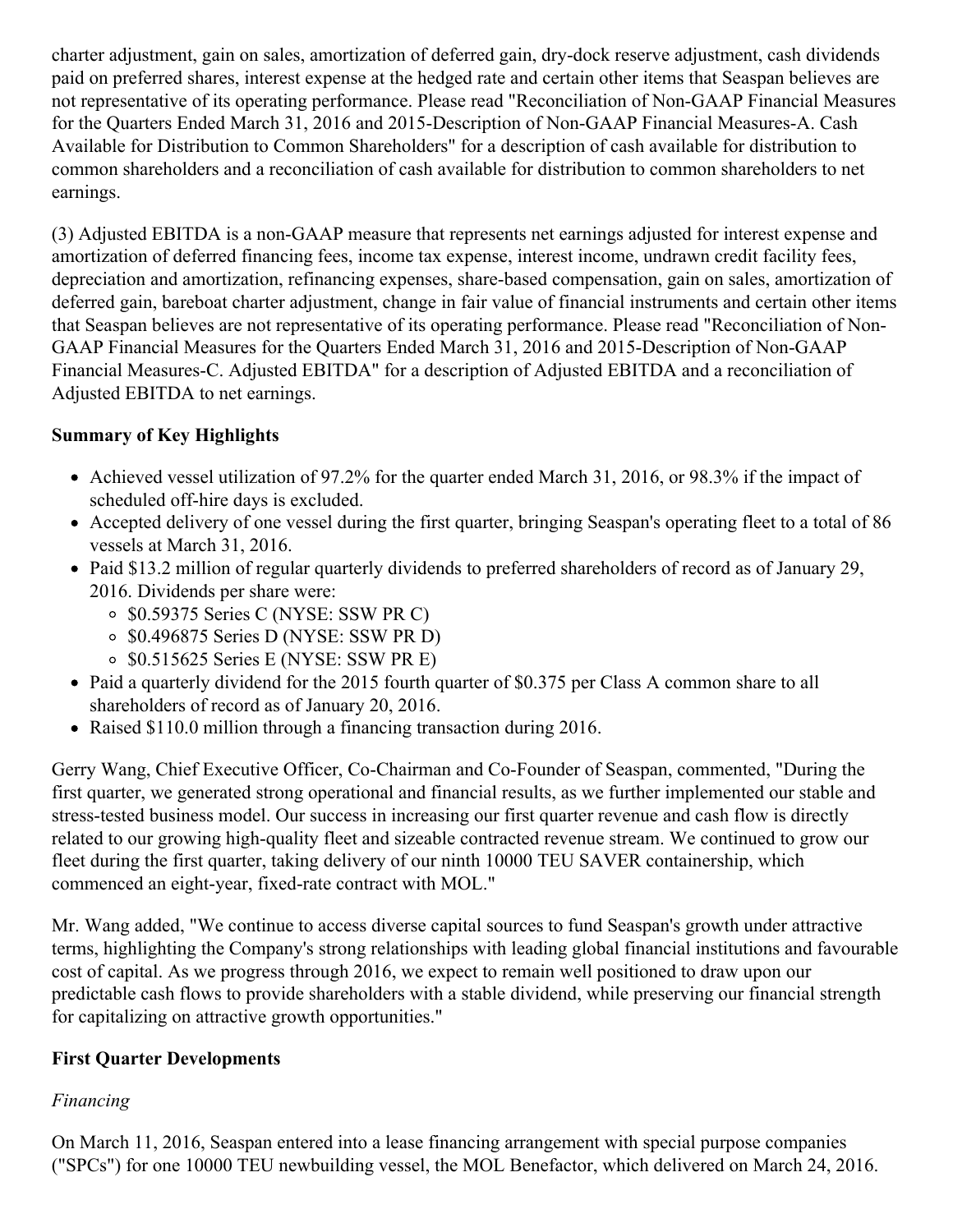charter adjustment, gain on sales, amortization of deferred gain, dry-dock reserve adjustment, cash dividends paid on preferred shares, interest expense at the hedged rate and certain other items that Seaspan believes are not representative of its operating performance. Please read "Reconciliation of Non-GAAP Financial Measures for the Quarters Ended March 31, 2016 and 2015-Description of Non-GAAP Financial Measures-A. Cash Available for Distribution to Common Shareholders" for a description of cash available for distribution to common shareholders and a reconciliation of cash available for distribution to common shareholders to net earnings.

(3) Adjusted EBITDA is a non-GAAP measure that represents net earnings adjusted for interest expense and amortization of deferred financing fees, income tax expense, interest income, undrawn credit facility fees, depreciation and amortization, refinancing expenses, share-based compensation, gain on sales, amortization of deferred gain, bareboat charter adjustment, change in fair value of financial instruments and certain other items that Seaspan believes are not representative of its operating performance. Please read "Reconciliation of Non-GAAP Financial Measures for the Quarters Ended March 31, 2016 and 2015-Description of Non-GAAP Financial Measures-C. Adjusted EBITDA" for a description of Adjusted EBITDA and a reconciliation of Adjusted EBITDA to net earnings.

**Summary of Key Highlights**

- Achieved vessel utilization of 97.2% for the quarter ended March 31, 2016, or 98.3% if the impact of scheduled off-hire days is excluded.
- Accepted delivery of one vessel during the first quarter, bringing Seaspan's operating fleet to a total of 86 vessels at March 31, 2016.
- Paid $13.2 million of regular quarterly dividends to preferred shareholders of record as of January 29, 2016. Dividends per share were:
  - $0.59375 Series C (NYSE: SSW PR C)
  - $0.496875 Series D (NYSE: SSW PR D)
  - $0.515625 Series E (NYSE: SSW PR E)
- Paid a quarterly dividend for the 2015 fourth quarter of $0.375 per Class A common share to all shareholders of record as of January 20, 2016.
- Raised $110.0 million through a financing transaction during 2016.

Gerry Wang, Chief Executive Officer, Co-Chairman and Co-Founder of Seaspan, commented, "During the first quarter, we generated strong operational and financial results, as we further implemented our stable and stress-tested business model. Our success in increasing our first quarter revenue and cash flow is directly related to our growing high-quality fleet and sizeable contracted revenue stream. We continued to grow our fleet during the first quarter, taking delivery of our ninth 10000 TEU SAVER containership, which commenced an eight-year, fixed-rate contract with MOL."

Mr. Wang added, "We continue to access diverse capital sources to fund Seaspan's growth under attractive terms, highlighting the Company's strong relationships with leading global financial institutions and favourable cost of capital. As we progress through 2016, we expect to remain well positioned to draw upon our predictable cash flows to provide shareholders with a stable dividend, while preserving our financial strength for capitalizing on attractive growth opportunities."

**First Quarter Developments**

*Financing*

On March 11, 2016, Seaspan entered into a lease financing arrangement with special purpose companies ("SPCs") for one 10000 TEU newbuilding vessel, the MOL Benefactor, which delivered on March 24, 2016.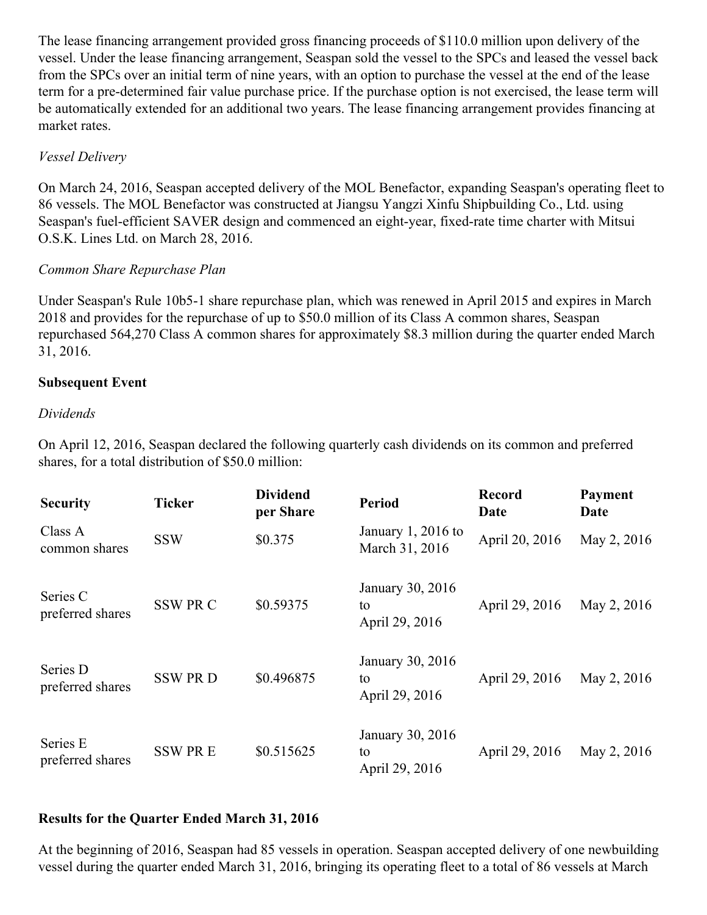The lease financing arrangement provided gross financing proceeds of $110.0 million upon delivery of the vessel. Under the lease financing arrangement, Seaspan sold the vessel to the SPCs and leased the vessel back from the SPCs over an initial term of nine years, with an option to purchase the vessel at the end of the lease term for a pre-determined fair value purchase price. If the purchase option is not exercised, the lease term will be automatically extended for an additional two years. The lease financing arrangement provides financing at market rates.

*Vessel Delivery*

On March 24, 2016, Seaspan accepted delivery of the MOL Benefactor, expanding Seaspan's operating fleet to 86 vessels. The MOL Benefactor was constructed at Jiangsu Yangzi Xinfu Shipbuilding Co., Ltd. using Seaspan's fuel-efficient SAVER design and commenced an eight-year, fixed-rate time charter with Mitsui O.S.K. Lines Ltd. on March 28, 2016.

*Common Share Repurchase Plan*

Under Seaspan's Rule 10b5-1 share repurchase plan, which was renewed in April 2015 and expires in March 2018 and provides for the repurchase of up to $50.0 million of its Class A common shares, Seaspan repurchased 564,270 Class A common shares for approximately $8.3 million during the quarter ended March 31, 2016.

**Subsequent Event**

*Dividends*

On April 12, 2016, Seaspan declared the following quarterly cash dividends on its common and preferred shares, for a total distribution of $50.0 million:

| Security | Ticker | Dividend per Share | Period | Record Date | Payment Date |
|---|---|---|---|---|---|
| Class A common shares | SSW | $0.375 | January 1, 2016 to March 31, 2016 | April 20, 2016 | May 2, 2016 |
| Series C preferred shares | SSW PR C | $0.59375 | January 30, 2016 to April 29, 2016 | April 29, 2016 | May 2, 2016 |
| Series D preferred shares | SSW PR D | $0.496875 | January 30, 2016 to April 29, 2016 | April 29, 2016 | May 2, 2016 |
| Series E preferred shares | SSW PR E | $0.515625 | January 30, 2016 to April 29, 2016 | April 29, 2016 | May 2, 2016 |

**Results for the Quarter Ended March 31, 2016**

At the beginning of 2016, Seaspan had 85 vessels in operation. Seaspan accepted delivery of one newbuilding vessel during the quarter ended March 31, 2016, bringing its operating fleet to a total of 86 vessels at March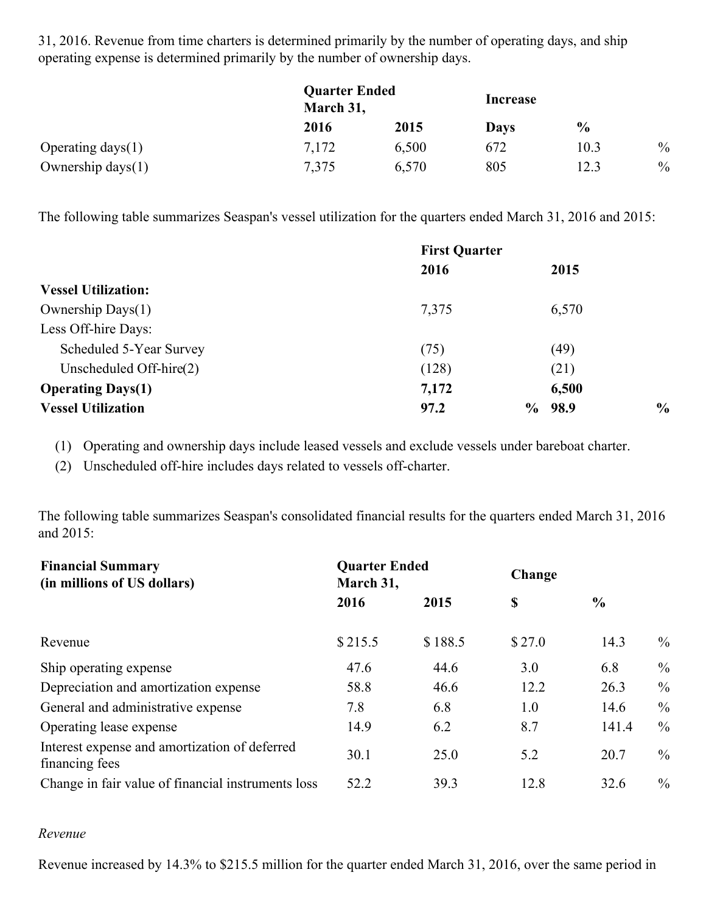31, 2016. Revenue from time charters is determined primarily by the number of operating days, and ship operating expense is determined primarily by the number of ownership days.

| | Quarter Ended March 31, | | Increase | |
|---|---|---|---|---|
| | 2016 | 2015 | Days | % |
| Operating days(1) | 7,172 | 6,500 | 672 | 10.3 % |
| Ownership days(1) | 7,375 | 6,570 | 805 | 12.3 % |

The following table summarizes Seaspan's vessel utilization for the quarters ended March 31, 2016 and 2015:

| | First Quarter | |
|---|---|---|
| | 2016 | 2015 |
| **Vessel Utilization:** | | |
| Ownership Days(1) | 7,375 | 6,570 |
| Less Off-hire Days: | | |
| Scheduled 5-Year Survey | (75) | (49) |
| Unscheduled Off-hire(2) | (128) | (21) |
| **Operating Days(1)** | **7,172** | **6,500** |
| **Vessel Utilization** | **97.2 %** | **98.9 %** |

(1) Operating and ownership days include leased vessels and exclude vessels under bareboat charter.

(2) Unscheduled off-hire includes days related to vessels off-charter.

The following table summarizes Seaspan's consolidated financial results for the quarters ended March 31, 2016 and 2015:

| **Financial Summary (in millions of US dollars)** | **Quarter Ended March 31,** | | **Change** | |
|---|---|---|---|---|
| | **2016** | **2015** | **$** | **%** |
| Revenue | $ 215.5 | $ 188.5 | $ 27.0 | 14.3 % |
| Ship operating expense | 47.6 | 44.6 | 3.0 | 6.8 % |
| Depreciation and amortization expense | 58.8 | 46.6 | 12.2 | 26.3 % |
| General and administrative expense | 7.8 | 6.8 | 1.0 | 14.6 % |
| Operating lease expense | 14.9 | 6.2 | 8.7 | 141.4 % |
| Interest expense and amortization of deferred financing fees | 30.1 | 25.0 | 5.2 | 20.7 % |
| Change in fair value of financial instruments loss | 52.2 | 39.3 | 12.8 | 32.6 % |

*Revenue*

Revenue increased by 14.3% to $215.5 million for the quarter ended March 31, 2016, over the same period in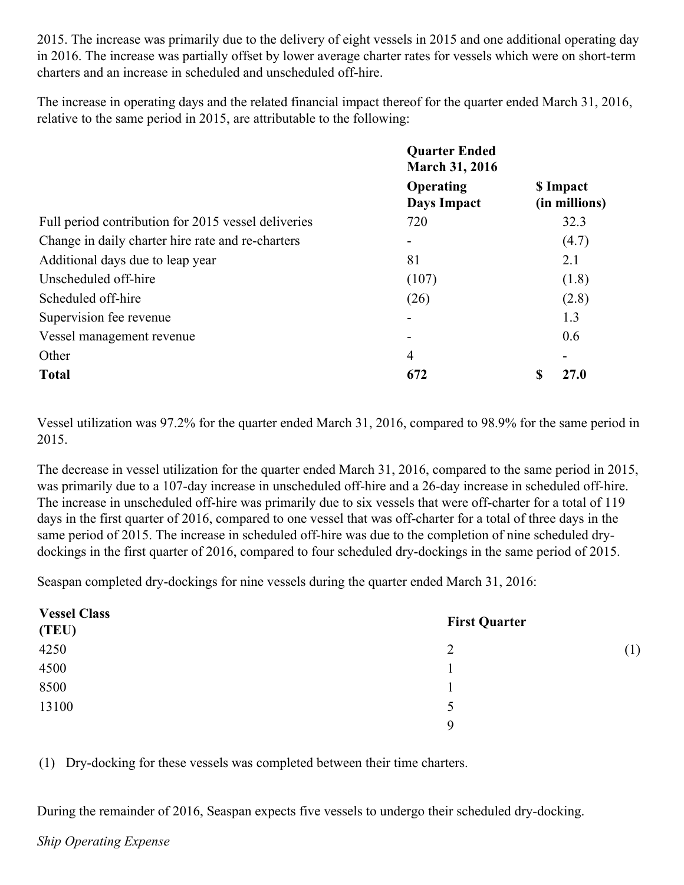2015. The increase was primarily due to the delivery of eight vessels in 2015 and one additional operating day in 2016. The increase was partially offset by lower average charter rates for vessels which were on short-term charters and an increase in scheduled and unscheduled off-hire.

The increase in operating days and the related financial impact thereof for the quarter ended March 31, 2016, relative to the same period in 2015, are attributable to the following:

| | **Quarter Ended March 31, 2016** | |
|---|---|---|
| | **Operating Days Impact** | **$ Impact (in millions)** |
| Full period contribution for 2015 vessel deliveries | 720 | 32.3 |
| Change in daily charter hire rate and re-charters | - | (4.7) |
| Additional days due to leap year | 81 | 2.1 |
| Unscheduled off-hire | (107) | (1.8) |
| Scheduled off-hire | (26) | (2.8) |
| Supervision fee revenue | - | 1.3 |
| Vessel management revenue | - | 0.6 |
| Other | 4 | - |
| **Total** | **672** | **$ 27.0** |

Vessel utilization was 97.2% for the quarter ended March 31, 2016, compared to 98.9% for the same period in 2015.

The decrease in vessel utilization for the quarter ended March 31, 2016, compared to the same period in 2015, was primarily due to a 107-day increase in unscheduled off-hire and a 26-day increase in scheduled off-hire. The increase in unscheduled off-hire was primarily due to six vessels that were off-charter for a total of 119 days in the first quarter of 2016, compared to one vessel that was off-charter for a total of three days in the same period of 2015. The increase in scheduled off-hire was due to the completion of nine scheduled dry-dockings in the first quarter of 2016, compared to four scheduled dry-dockings in the same period of 2015.

Seaspan completed dry-dockings for nine vessels during the quarter ended March 31, 2016:

| **Vessel Class (TEU)** | **First Quarter** | |
|---|---|---|
| 4250 | 2 | (1) |
| 4500 | 1 | |
| 8500 | 1 | |
| 13100 | 5 | |
| | 9 | |

(1) Dry-docking for these vessels was completed between their time charters.

During the remainder of 2016, Seaspan expects five vessels to undergo their scheduled dry-docking.

*Ship Operating Expense*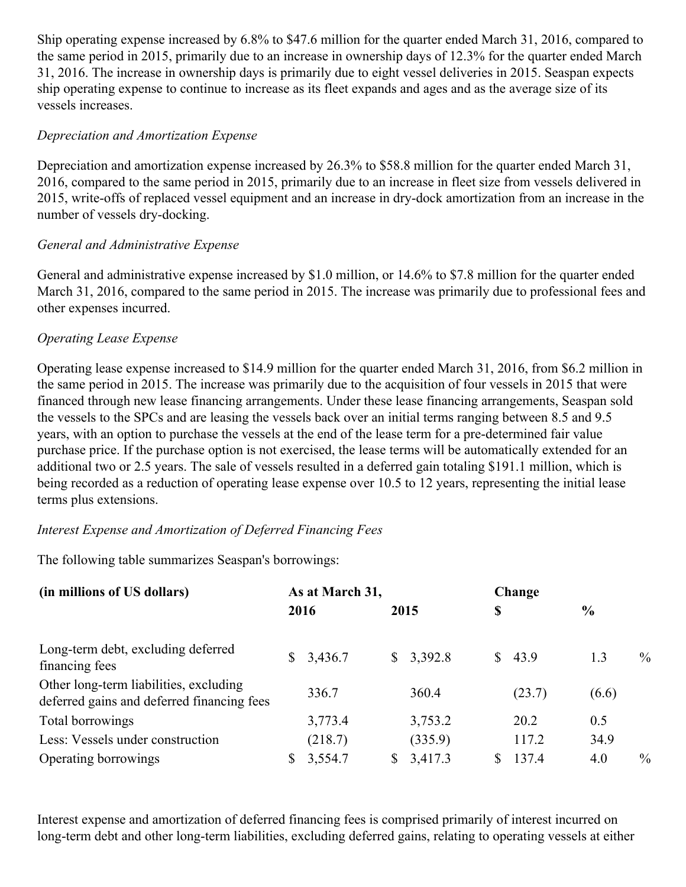Ship operating expense increased by 6.8% to $47.6 million for the quarter ended March 31, 2016, compared to the same period in 2015, primarily due to an increase in ownership days of 12.3% for the quarter ended March 31, 2016. The increase in ownership days is primarily due to eight vessel deliveries in 2015. Seaspan expects ship operating expense to continue to increase as its fleet expands and ages and as the average size of its vessels increases.

*Depreciation and Amortization Expense*

Depreciation and amortization expense increased by 26.3% to $58.8 million for the quarter ended March 31, 2016, compared to the same period in 2015, primarily due to an increase in fleet size from vessels delivered in 2015, write-offs of replaced vessel equipment and an increase in dry-dock amortization from an increase in the number of vessels dry-docking.

*General and Administrative Expense*

General and administrative expense increased by $1.0 million, or 14.6% to $7.8 million for the quarter ended March 31, 2016, compared to the same period in 2015. The increase was primarily due to professional fees and other expenses incurred.

*Operating Lease Expense*

Operating lease expense increased to $14.9 million for the quarter ended March 31, 2016, from $6.2 million in the same period in 2015. The increase was primarily due to the acquisition of four vessels in 2015 that were financed through new lease financing arrangements. Under these lease financing arrangements, Seaspan sold the vessels to the SPCs and are leasing the vessels back over an initial terms ranging between 8.5 and 9.5 years, with an option to purchase the vessels at the end of the lease term for a pre-determined fair value purchase price. If the purchase option is not exercised, the lease terms will be automatically extended for an additional two or 2.5 years. The sale of vessels resulted in a deferred gain totaling $191.1 million, which is being recorded as a reduction of operating lease expense over 10.5 to 12 years, representing the initial lease terms plus extensions.

*Interest Expense and Amortization of Deferred Financing Fees*

The following table summarizes Seaspan's borrowings:

| **(in millions of US dollars)** | **As at March 31,** | | **Change** | |
|---|---|---|---|---|
| | **2016** | **2015** | **$** | **%** |
| Long-term debt, excluding deferred financing fees | $ 3,436.7 | $ 3,392.8 | $ 43.9 | 1.3 % |
| Other long-term liabilities, excluding deferred gains and deferred financing fees | 336.7 | 360.4 | (23.7) | (6.6) |
| Total borrowings | 3,773.4 | 3,753.2 | 20.2 | 0.5 |
| Less: Vessels under construction | (218.7) | (335.9) | 117.2 | 34.9 |
| Operating borrowings | $ 3,554.7 | $ 3,417.3 | $ 137.4 | 4.0 % |

Interest expense and amortization of deferred financing fees is comprised primarily of interest incurred on long-term debt and other long-term liabilities, excluding deferred gains, relating to operating vessels at either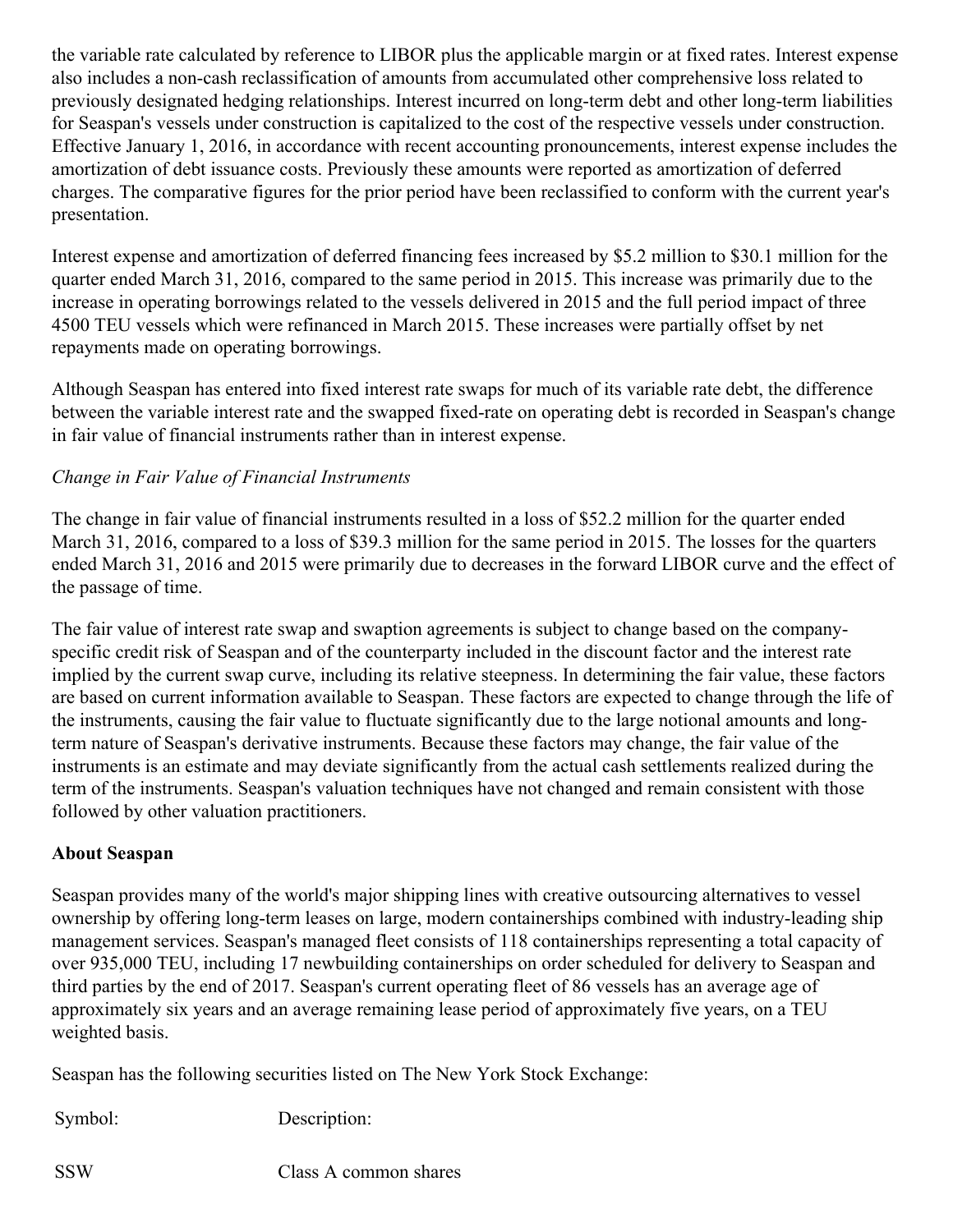the variable rate calculated by reference to LIBOR plus the applicable margin or at fixed rates. Interest expense also includes a non-cash reclassification of amounts from accumulated other comprehensive loss related to previously designated hedging relationships. Interest incurred on long-term debt and other long-term liabilities for Seaspan's vessels under construction is capitalized to the cost of the respective vessels under construction. Effective January 1, 2016, in accordance with recent accounting pronouncements, interest expense includes the amortization of debt issuance costs. Previously these amounts were reported as amortization of deferred charges. The comparative figures for the prior period have been reclassified to conform with the current year's presentation.

Interest expense and amortization of deferred financing fees increased by $5.2 million to $30.1 million for the quarter ended March 31, 2016, compared to the same period in 2015. This increase was primarily due to the increase in operating borrowings related to the vessels delivered in 2015 and the full period impact of three 4500 TEU vessels which were refinanced in March 2015. These increases were partially offset by net repayments made on operating borrowings.

Although Seaspan has entered into fixed interest rate swaps for much of its variable rate debt, the difference between the variable interest rate and the swapped fixed-rate on operating debt is recorded in Seaspan's change in fair value of financial instruments rather than in interest expense.

*Change in Fair Value of Financial Instruments*

The change in fair value of financial instruments resulted in a loss of $52.2 million for the quarter ended March 31, 2016, compared to a loss of $39.3 million for the same period in 2015. The losses for the quarters ended March 31, 2016 and 2015 were primarily due to decreases in the forward LIBOR curve and the effect of the passage of time.

The fair value of interest rate swap and swaption agreements is subject to change based on the company-specific credit risk of Seaspan and of the counterparty included in the discount factor and the interest rate implied by the current swap curve, including its relative steepness. In determining the fair value, these factors are based on current information available to Seaspan. These factors are expected to change through the life of the instruments, causing the fair value to fluctuate significantly due to the large notional amounts and long-term nature of Seaspan's derivative instruments. Because these factors may change, the fair value of the instruments is an estimate and may deviate significantly from the actual cash settlements realized during the term of the instruments. Seaspan's valuation techniques have not changed and remain consistent with those followed by other valuation practitioners.

**About Seaspan**

Seaspan provides many of the world's major shipping lines with creative outsourcing alternatives to vessel ownership by offering long-term leases on large, modern containerships combined with industry-leading ship management services. Seaspan's managed fleet consists of 118 containerships representing a total capacity of over 935,000 TEU, including 17 newbuilding containerships on order scheduled for delivery to Seaspan and third parties by the end of 2017. Seaspan's current operating fleet of 86 vessels has an average age of approximately six years and an average remaining lease period of approximately five years, on a TEU weighted basis.

Seaspan has the following securities listed on The New York Stock Exchange:

| Symbol: | Description: |
|---|---|
| SSW | Class A common shares |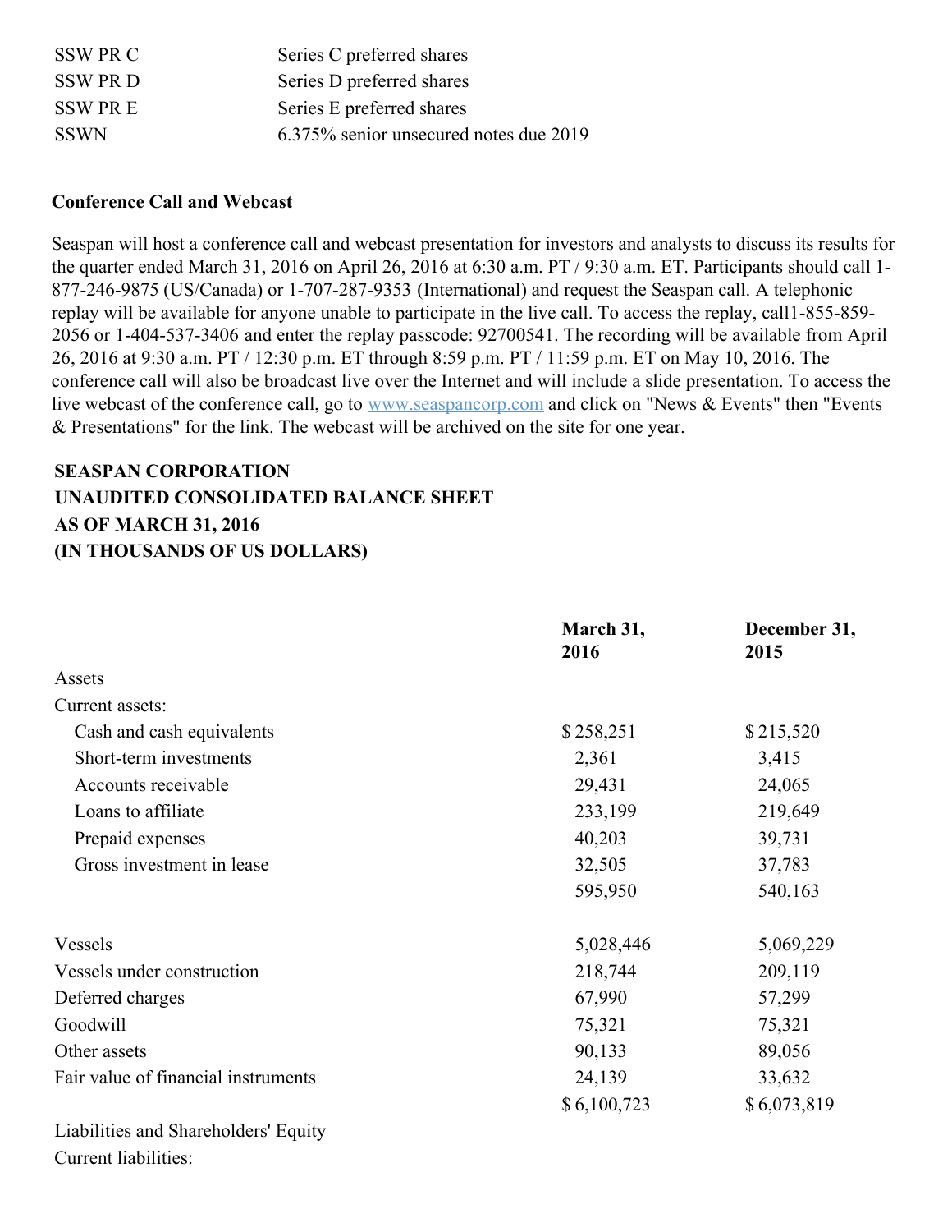| | |
|---|---|
| SSW PR C | Series C preferred shares |
| SSW PR D | Series D preferred shares |
| SSW PR E | Series E preferred shares |
| SSWN | 6.375% senior unsecured notes due 2019 |

**Conference Call and Webcast**

Seaspan will host a conference call and webcast presentation for investors and analysts to discuss its results for the quarter ended March 31, 2016 on April 26, 2016 at 6:30 a.m. PT / 9:30 a.m. ET. Participants should call 1-877-246-9875 (US/Canada) or 1-707-287-9353 (International) and request the Seaspan call. A telephonic replay will be available for anyone unable to participate in the live call. To access the replay, call1-855-859-2056 or 1-404-537-3406 and enter the replay passcode: 92700541. The recording will be available from April 26, 2016 at 9:30 a.m. PT / 12:30 p.m. ET through 8:59 p.m. PT / 11:59 p.m. ET on May 10, 2016. The conference call will also be broadcast live over the Internet and will include a slide presentation. To access the live webcast of the conference call, go to www.seaspancorp.com and click on "News & Events" then "Events & Presentations" for the link. The webcast will be archived on the site for one year.

**SEASPAN CORPORATION**
**UNAUDITED CONSOLIDATED BALANCE SHEET**
**AS OF MARCH 31, 2016**
**(IN THOUSANDS OF US DOLLARS)**

| | **March 31, 2016** | **December 31, 2015** |
|---|---|---|
| Assets | | |
| Current assets: | | |
| Cash and cash equivalents | $ 258,251 | $ 215,520 |
| Short-term investments | 2,361 | 3,415 |
| Accounts receivable | 29,431 | 24,065 |
| Loans to affiliate | 233,199 | 219,649 |
| Prepaid expenses | 40,203 | 39,731 |
| Gross investment in lease | 32,505 | 37,783 |
| | 595,950 | 540,163 |
| Vessels | 5,028,446 | 5,069,229 |
| Vessels under construction | 218,744 | 209,119 |
| Deferred charges | 67,990 | 57,299 |
| Goodwill | 75,321 | 75,321 |
| Other assets | 90,133 | 89,056 |
| Fair value of financial instruments | 24,139 | 33,632 |
| | $ 6,100,723 | $ 6,073,819 |
| Liabilities and Shareholders' Equity | | |
| Current liabilities: | | |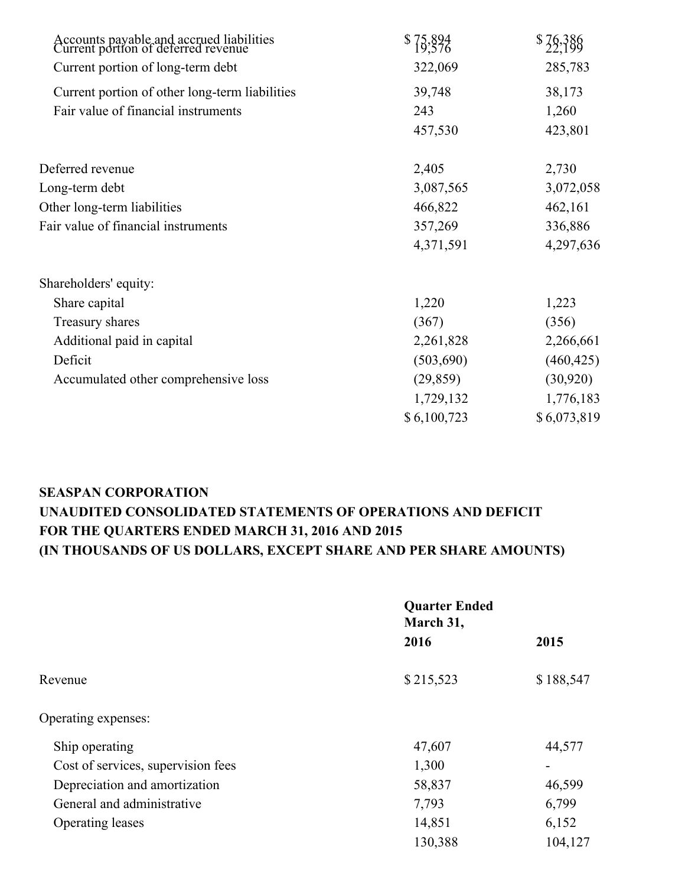| | | |
|---|---|---|
| Accounts payable and accrued liabilities | $ 75,894 | $ 76,386 |
| Current portion of deferred revenue | 19,576 | 22,199 |
| Current portion of long-term debt | 322,069 | 285,783 |
| Current portion of other long-term liabilities | 39,748 | 38,173 |
| Fair value of financial instruments | 243 | 1,260 |
| | 457,530 | 423,801 |
| | | |
| Deferred revenue | 2,405 | 2,730 |
| Long-term debt | 3,087,565 | 3,072,058 |
| Other long-term liabilities | 466,822 | 462,161 |
| Fair value of financial instruments | 357,269 | 336,886 |
| | 4,371,591 | 4,297,636 |
| | | |
| Shareholders' equity: | | |
| Share capital | 1,220 | 1,223 |
| Treasury shares | (367) | (356) |
| Additional paid in capital | 2,261,828 | 2,266,661 |
| Deficit | (503,690) | (460,425) |
| Accumulated other comprehensive loss | (29,859) | (30,920) |
| | 1,729,132 | 1,776,183 |
| | $ 6,100,723 | $ 6,073,819 |

**SEASPAN CORPORATION**
**UNAUDITED CONSOLIDATED STATEMENTS OF OPERATIONS AND DEFICIT**
**FOR THE QUARTERS ENDED MARCH 31, 2016 AND 2015**
**(IN THOUSANDS OF US DOLLARS, EXCEPT SHARE AND PER SHARE AMOUNTS)**

| | Quarter Ended March 31, | |
|---|---|---|
| | **2016** | **2015** |
| Revenue | $ 215,523 | $ 188,547 |
| | | |
| Operating expenses: | | |
| Ship operating | 47,607 | 44,577 |
| Cost of services, supervision fees | 1,300 | - |
| Depreciation and amortization | 58,837 | 46,599 |
| General and administrative | 7,793 | 6,799 |
| Operating leases | 14,851 | 6,152 |
| | 130,388 | 104,127 |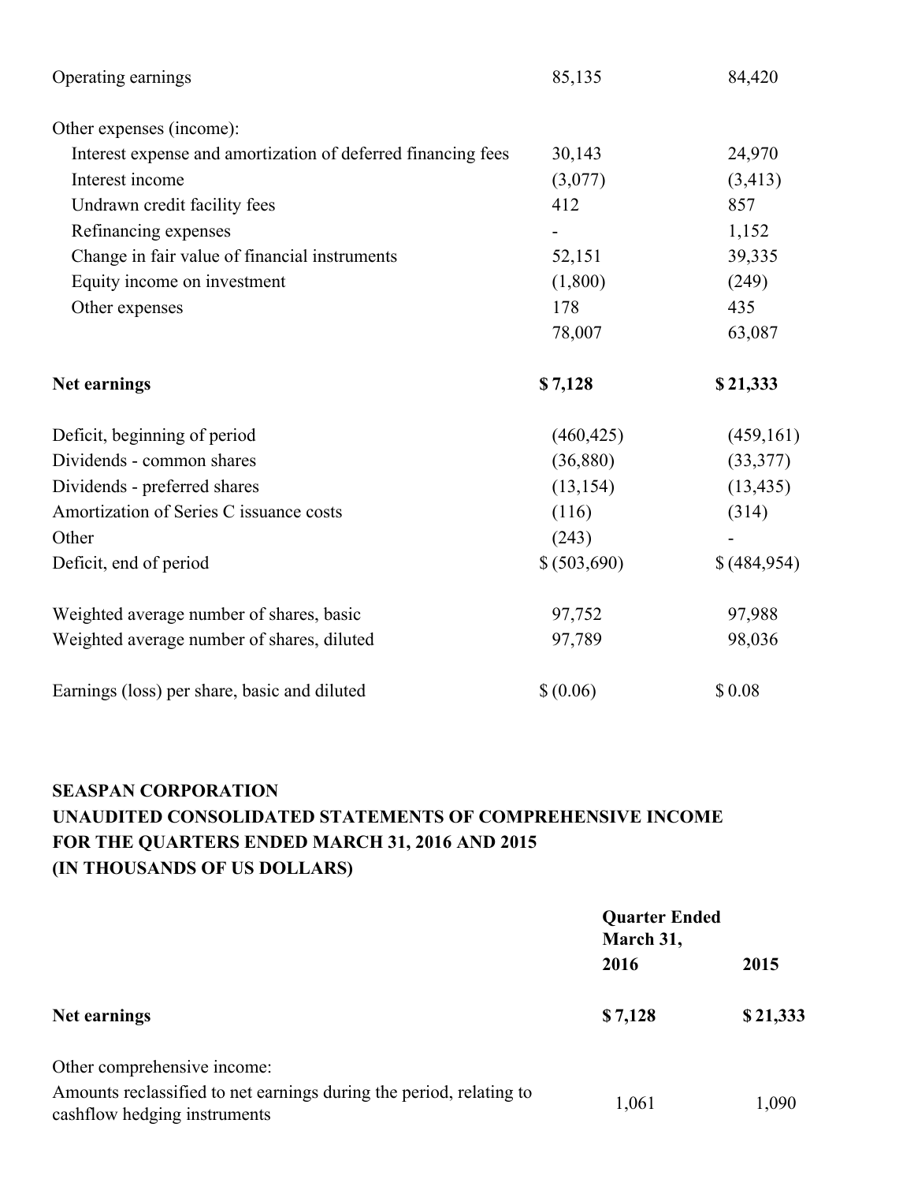| | | |
|---|---|---|
| Operating earnings | 85,135 | 84,420 |
| | | |
| Other expenses (income): | | |
| Interest expense and amortization of deferred financing fees | 30,143 | 24,970 |
| Interest income | (3,077) | (3,413) |
| Undrawn credit facility fees | 412 | 857 |
| Refinancing expenses | - | 1,152 |
| Change in fair value of financial instruments | 52,151 | 39,335 |
| Equity income on investment | (1,800) | (249) |
| Other expenses | 178 | 435 |
| | 78,007 | 63,087 |
| | | |
| **Net earnings** | **$ 7,128** | **$ 21,333** |
| | | |
| Deficit, beginning of period | (460,425) | (459,161) |
| Dividends - common shares | (36,880) | (33,377) |
| Dividends - preferred shares | (13,154) | (13,435) |
| Amortization of Series C issuance costs | (116) | (314) |
| Other | (243) | - |
| Deficit, end of period | $ (503,690) | $ (484,954) |
| | | |
| Weighted average number of shares, basic | 97,752 | 97,988 |
| Weighted average number of shares, diluted | 97,789 | 98,036 |
| | | |
| Earnings (loss) per share, basic and diluted | $ (0.06) | $ 0.08 |

**SEASPAN CORPORATION**
**UNAUDITED CONSOLIDATED STATEMENTS OF COMPREHENSIVE INCOME**
**FOR THE QUARTERS ENDED MARCH 31, 2016 AND 2015**
**(IN THOUSANDS OF US DOLLARS)**

| | Quarter Ended March 31, | |
|---|---|---|
| | **2016** | **2015** |
| **Net earnings** | **$ 7,128** | **$ 21,333** |
| | | |
| Other comprehensive income: | | |
| Amounts reclassified to net earnings during the period, relating to cashflow hedging instruments | 1,061 | 1,090 |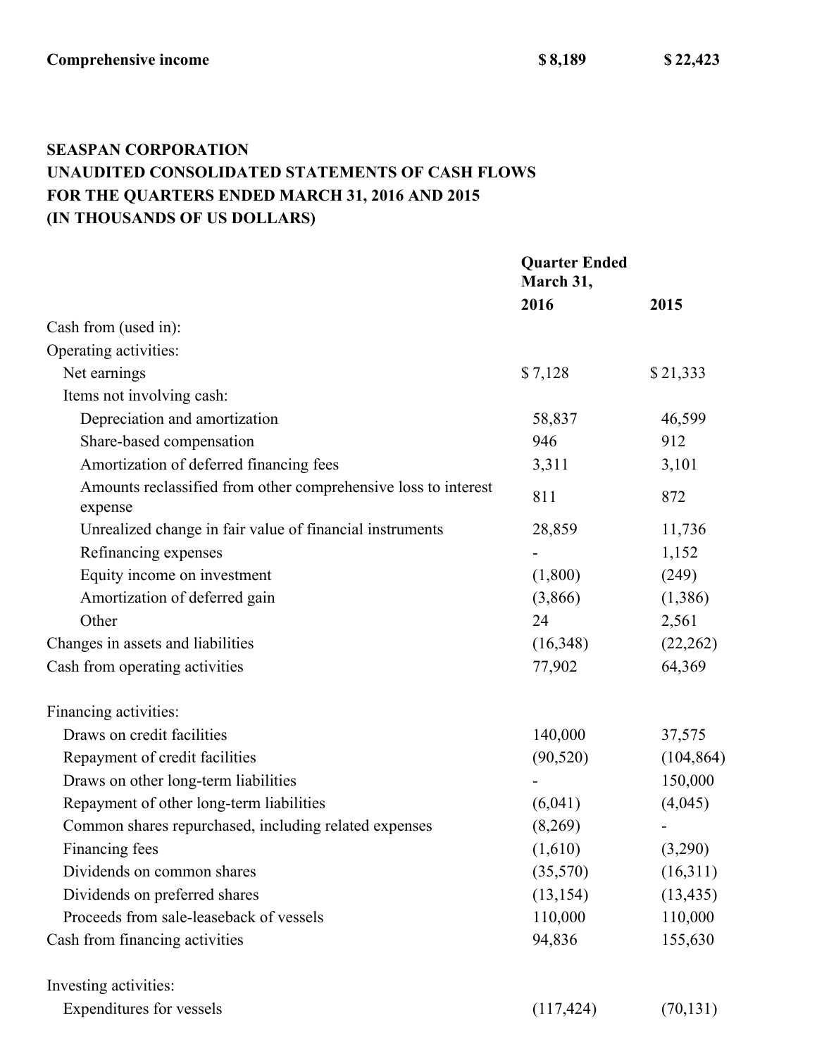| Comprehensive income | $ 8,189 | $ 22,423 |
|---|---|---|

**SEASPAN CORPORATION**
**UNAUDITED CONSOLIDATED STATEMENTS OF CASH FLOWS**
**FOR THE QUARTERS ENDED MARCH 31, 2016 AND 2015**
**(IN THOUSANDS OF US DOLLARS)**

| | Quarter Ended March 31, | |
|---|---|---|
| | 2016 | 2015 |
| Cash from (used in): | | |
| Operating activities: | | |
| Net earnings | $ 7,128 | $ 21,333 |
| Items not involving cash: | | |
| Depreciation and amortization | 58,837 | 46,599 |
| Share-based compensation | 946 | 912 |
| Amortization of deferred financing fees | 3,311 | 3,101 |
| Amounts reclassified from other comprehensive loss to interest expense | 811 | 872 |
| Unrealized change in fair value of financial instruments | 28,859 | 11,736 |
| Refinancing expenses | - | 1,152 |
| Equity income on investment | (1,800) | (249) |
| Amortization of deferred gain | (3,866) | (1,386) |
| Other | 24 | 2,561 |
| Changes in assets and liabilities | (16,348) | (22,262) |
| Cash from operating activities | 77,902 | 64,369 |
| | | |
| Financing activities: | | |
| Draws on credit facilities | 140,000 | 37,575 |
| Repayment of credit facilities | (90,520) | (104,864) |
| Draws on other long-term liabilities | - | 150,000 |
| Repayment of other long-term liabilities | (6,041) | (4,045) |
| Common shares repurchased, including related expenses | (8,269) | - |
| Financing fees | (1,610) | (3,290) |
| Dividends on common shares | (35,570) | (16,311) |
| Dividends on preferred shares | (13,154) | (13,435) |
| Proceeds from sale-leaseback of vessels | 110,000 | 110,000 |
| Cash from financing activities | 94,836 | 155,630 |
| | | |
| Investing activities: | | |
| Expenditures for vessels | (117,424) | (70,131) |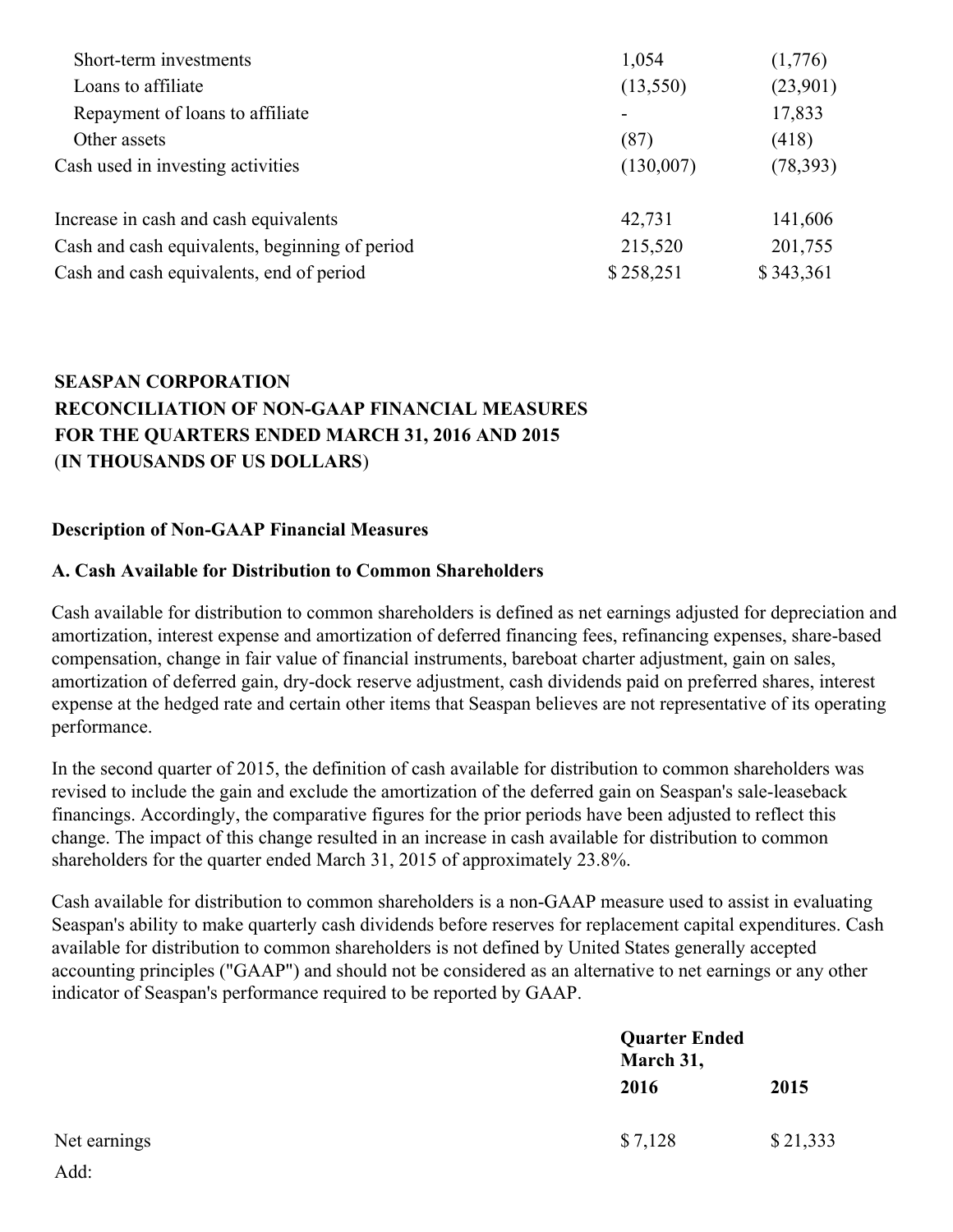| | | |
|---|---|---|
| Short-term investments | 1,054 | (1,776) |
| Loans to affiliate | (13,550) | (23,901) |
| Repayment of loans to affiliate | - | 17,833 |
| Other assets | (87) | (418) |
| Cash used in investing activities | (130,007) | (78,393) |
| | | |
| Increase in cash and cash equivalents | 42,731 | 141,606 |
| Cash and cash equivalents, beginning of period | 215,520 | 201,755 |
| Cash and cash equivalents, end of period | $ 258,251 | $ 343,361 |

**SEASPAN CORPORATION**
**RECONCILIATION OF NON-GAAP FINANCIAL MEASURES**
**FOR THE QUARTERS ENDED MARCH 31, 2016 AND 2015**
**(IN THOUSANDS OF US DOLLARS)**

**Description of Non-GAAP Financial Measures**

**A. Cash Available for Distribution to Common Shareholders**

Cash available for distribution to common shareholders is defined as net earnings adjusted for depreciation and amortization, interest expense and amortization of deferred financing fees, refinancing expenses, share-based compensation, change in fair value of financial instruments, bareboat charter adjustment, gain on sales, amortization of deferred gain, dry-dock reserve adjustment, cash dividends paid on preferred shares, interest expense at the hedged rate and certain other items that Seaspan believes are not representative of its operating performance.

In the second quarter of 2015, the definition of cash available for distribution to common shareholders was revised to include the gain and exclude the amortization of the deferred gain on Seaspan's sale-leaseback financings. Accordingly, the comparative figures for the prior periods have been adjusted to reflect this change. The impact of this change resulted in an increase in cash available for distribution to common shareholders for the quarter ended March 31, 2015 of approximately 23.8%.

Cash available for distribution to common shareholders is a non-GAAP measure used to assist in evaluating Seaspan's ability to make quarterly cash dividends before reserves for replacement capital expenditures. Cash available for distribution to common shareholders is not defined by United States generally accepted accounting principles ("GAAP") and should not be considered as an alternative to net earnings or any other indicator of Seaspan's performance required to be reported by GAAP.

| | Quarter Ended March 31, | |
|---|---|---|
| | 2016 | 2015 |
| Net earnings | $ 7,128 | $ 21,333 |
| Add: | | |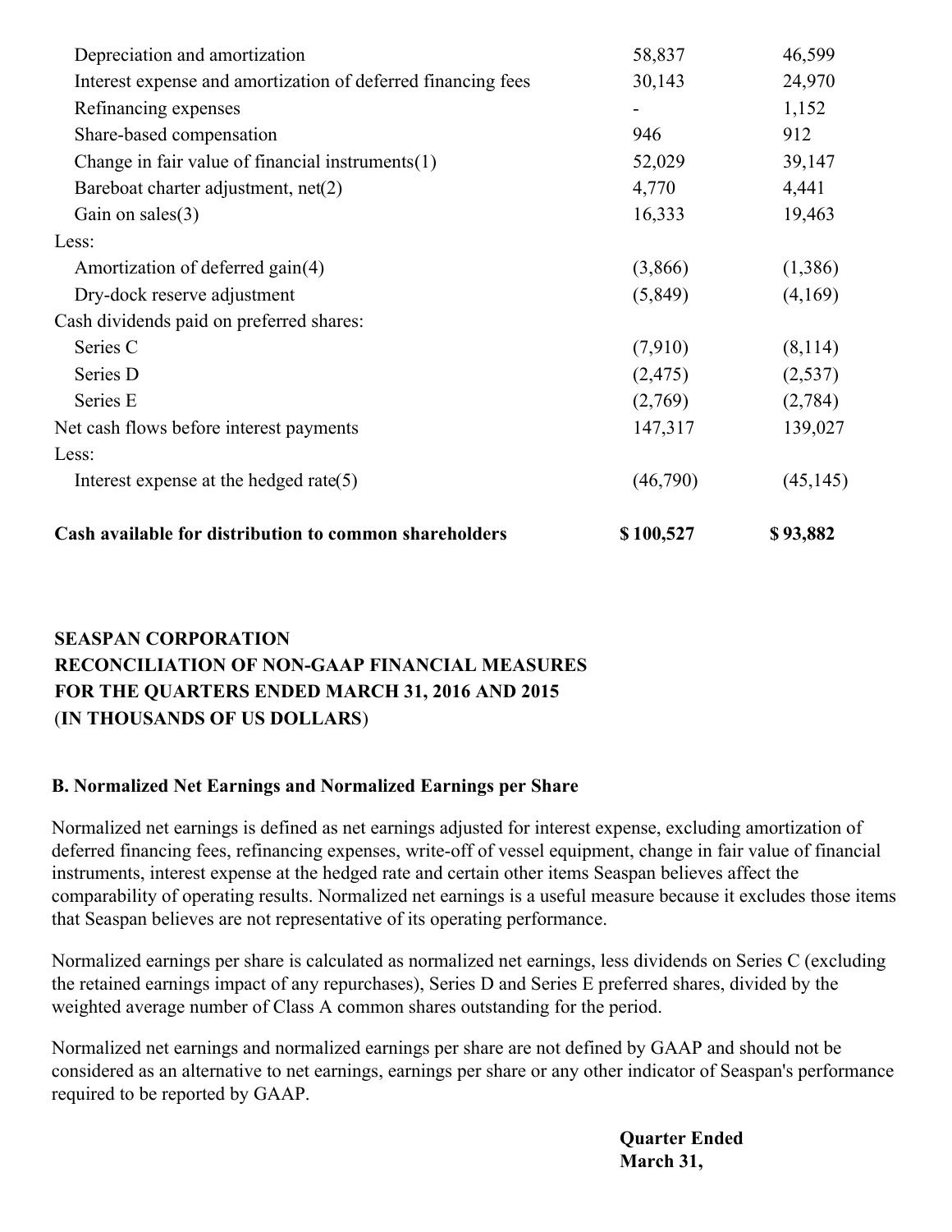| | | |
|---|---|---|
| Depreciation and amortization | 58,837 | 46,599 |
| Interest expense and amortization of deferred financing fees | 30,143 | 24,970 |
| Refinancing expenses | - | 1,152 |
| Share-based compensation | 946 | 912 |
| Change in fair value of financial instruments(1) | 52,029 | 39,147 |
| Bareboat charter adjustment, net(2) | 4,770 | 4,441 |
| Gain on sales(3) | 16,333 | 19,463 |
| Less: | | |
| Amortization of deferred gain(4) | (3,866) | (1,386) |
| Dry-dock reserve adjustment | (5,849) | (4,169) |
| Cash dividends paid on preferred shares: | | |
| Series C | (7,910) | (8,114) |
| Series D | (2,475) | (2,537) |
| Series E | (2,769) | (2,784) |
| Net cash flows before interest payments | 147,317 | 139,027 |
| Less: | | |
| Interest expense at the hedged rate(5) | (46,790) | (45,145) |
| **Cash available for distribution to common shareholders** | **$ 100,527** | **$ 93,882** |

**SEASPAN CORPORATION**
**RECONCILIATION OF NON-GAAP FINANCIAL MEASURES**
**FOR THE QUARTERS ENDED MARCH 31, 2016 AND 2015**
**(IN THOUSANDS OF US DOLLARS)**

**B. Normalized Net Earnings and Normalized Earnings per Share**

Normalized net earnings is defined as net earnings adjusted for interest expense, excluding amortization of deferred financing fees, refinancing expenses, write-off of vessel equipment, change in fair value of financial instruments, interest expense at the hedged rate and certain other items Seaspan believes affect the comparability of operating results. Normalized net earnings is a useful measure because it excludes those items that Seaspan believes are not representative of its operating performance.

Normalized earnings per share is calculated as normalized net earnings, less dividends on Series C (excluding the retained earnings impact of any repurchases), Series D and Series E preferred shares, divided by the weighted average number of Class A common shares outstanding for the period.

Normalized net earnings and normalized earnings per share are not defined by GAAP and should not be considered as an alternative to net earnings, earnings per share or any other indicator of Seaspan's performance required to be reported by GAAP.

**Quarter Ended**
**March 31,**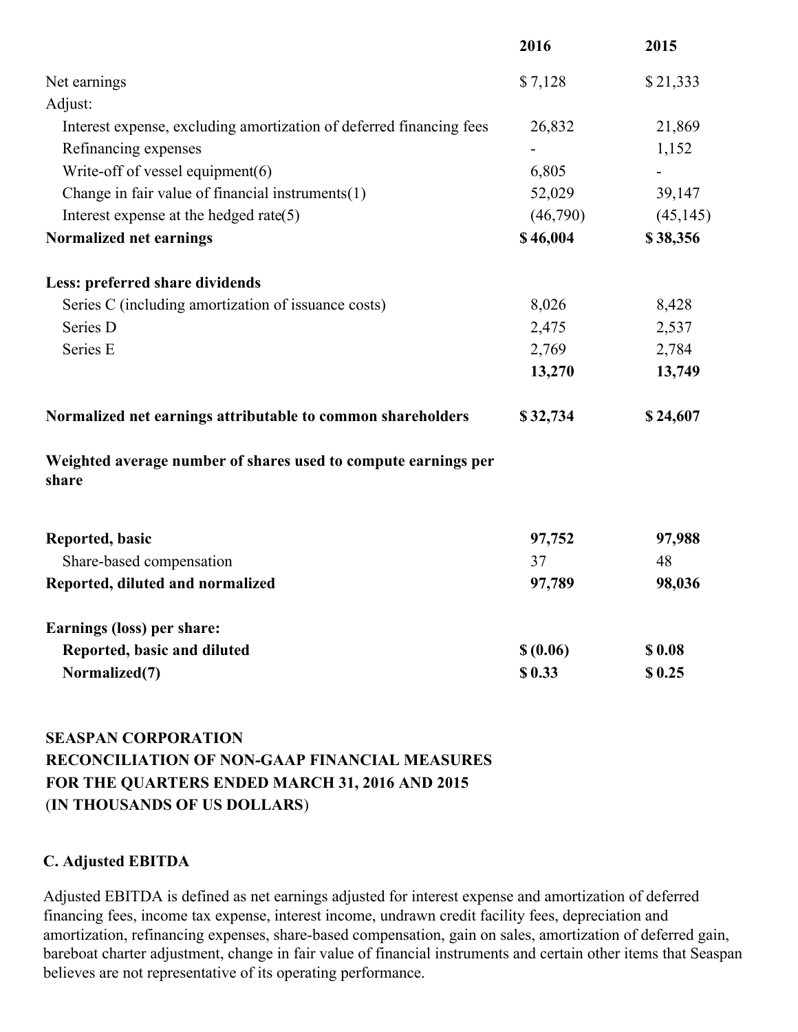| | 2016 | 2015 |
|---|---|---|
| Net earnings | $ 7,128 | $ 21,333 |
| Adjust: | | |
| Interest expense, excluding amortization of deferred financing fees | 26,832 | 21,869 |
| Refinancing expenses | - | 1,152 |
| Write-off of vessel equipment(6) | 6,805 | - |
| Change in fair value of financial instruments(1) | 52,029 | 39,147 |
| Interest expense at the hedged rate(5) | (46,790) | (45,145) |
| **Normalized net earnings** | **$ 46,004** | **$ 38,356** |
| | | |
| **Less: preferred share dividends** | | |
| Series C (including amortization of issuance costs) | 8,026 | 8,428 |
| Series D | 2,475 | 2,537 |
| Series E | 2,769 | 2,784 |
| | **13,270** | **13,749** |
| | | |
| **Normalized net earnings attributable to common shareholders** | **$ 32,734** | **$ 24,607** |
| | | |
| **Weighted average number of shares used to compute earnings per share** | | |
| | | |
| **Reported, basic** | **97,752** | **97,988** |
| Share-based compensation | 37 | 48 |
| **Reported, diluted and normalized** | **97,789** | **98,036** |
| | | |
| **Earnings (loss) per share:** | | |
| **Reported, basic and diluted** | **$ (0.06)** | **$ 0.08** |
| **Normalized(7)** | **$ 0.33** | **$ 0.25** |

**SEASPAN CORPORATION**
**RECONCILIATION OF NON-GAAP FINANCIAL MEASURES**
**FOR THE QUARTERS ENDED MARCH 31, 2016 AND 2015**
**(IN THOUSANDS OF US DOLLARS)**

**C. Adjusted EBITDA**

Adjusted EBITDA is defined as net earnings adjusted for interest expense and amortization of deferred financing fees, income tax expense, interest income, undrawn credit facility fees, depreciation and amortization, refinancing expenses, share-based compensation, gain on sales, amortization of deferred gain, bareboat charter adjustment, change in fair value of financial instruments and certain other items that Seaspan believes are not representative of its operating performance.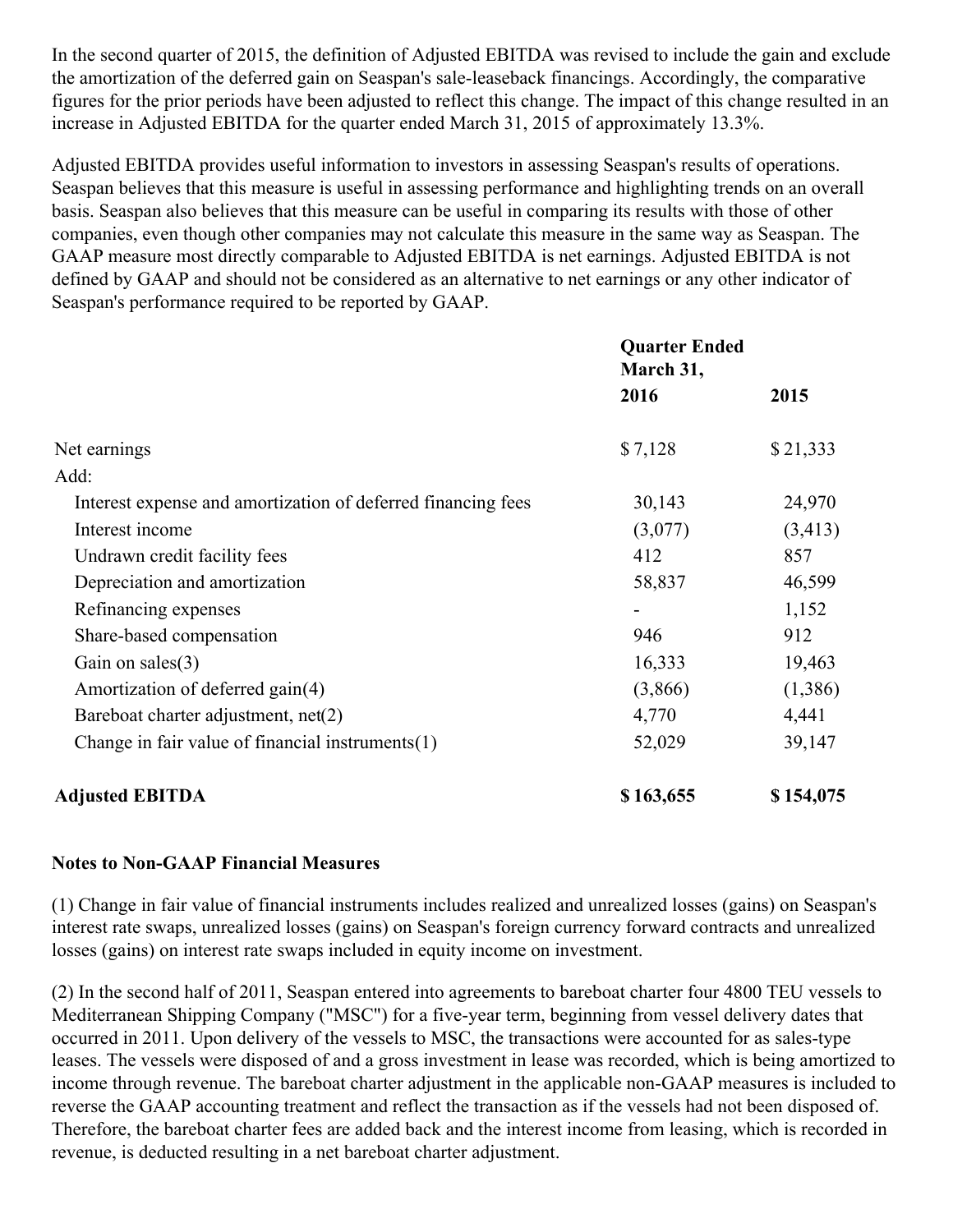In the second quarter of 2015, the definition of Adjusted EBITDA was revised to include the gain and exclude the amortization of the deferred gain on Seaspan's sale-leaseback financings. Accordingly, the comparative figures for the prior periods have been adjusted to reflect this change. The impact of this change resulted in an increase in Adjusted EBITDA for the quarter ended March 31, 2015 of approximately 13.3%.

Adjusted EBITDA provides useful information to investors in assessing Seaspan's results of operations. Seaspan believes that this measure is useful in assessing performance and highlighting trends on an overall basis. Seaspan also believes that this measure can be useful in comparing its results with those of other companies, even though other companies may not calculate this measure in the same way as Seaspan. The GAAP measure most directly comparable to Adjusted EBITDA is net earnings. Adjusted EBITDA is not defined by GAAP and should not be considered as an alternative to net earnings or any other indicator of Seaspan's performance required to be reported by GAAP.

| | Quarter Ended March 31, | |
|---|---|---|
| | **2016** | **2015** |
| Net earnings | $ 7,128 | $ 21,333 |
| Add: | | |
| Interest expense and amortization of deferred financing fees | 30,143 | 24,970 |
| Interest income | (3,077) | (3,413) |
| Undrawn credit facility fees | 412 | 857 |
| Depreciation and amortization | 58,837 | 46,599 |
| Refinancing expenses | - | 1,152 |
| Share-based compensation | 946 | 912 |
| Gain on sales(3) | 16,333 | 19,463 |
| Amortization of deferred gain(4) | (3,866) | (1,386) |
| Bareboat charter adjustment, net(2) | 4,770 | 4,441 |
| Change in fair value of financial instruments(1) | 52,029 | 39,147 |
| **Adjusted EBITDA** | **$ 163,655** | **$ 154,075** |

**Notes to Non-GAAP Financial Measures**

(1) Change in fair value of financial instruments includes realized and unrealized losses (gains) on Seaspan's interest rate swaps, unrealized losses (gains) on Seaspan's foreign currency forward contracts and unrealized losses (gains) on interest rate swaps included in equity income on investment.

(2) In the second half of 2011, Seaspan entered into agreements to bareboat charter four 4800 TEU vessels to Mediterranean Shipping Company ("MSC") for a five-year term, beginning from vessel delivery dates that occurred in 2011. Upon delivery of the vessels to MSC, the transactions were accounted for as sales-type leases. The vessels were disposed of and a gross investment in lease was recorded, which is being amortized to income through revenue. The bareboat charter adjustment in the applicable non-GAAP measures is included to reverse the GAAP accounting treatment and reflect the transaction as if the vessels had not been disposed of. Therefore, the bareboat charter fees are added back and the interest income from leasing, which is recorded in revenue, is deducted resulting in a net bareboat charter adjustment.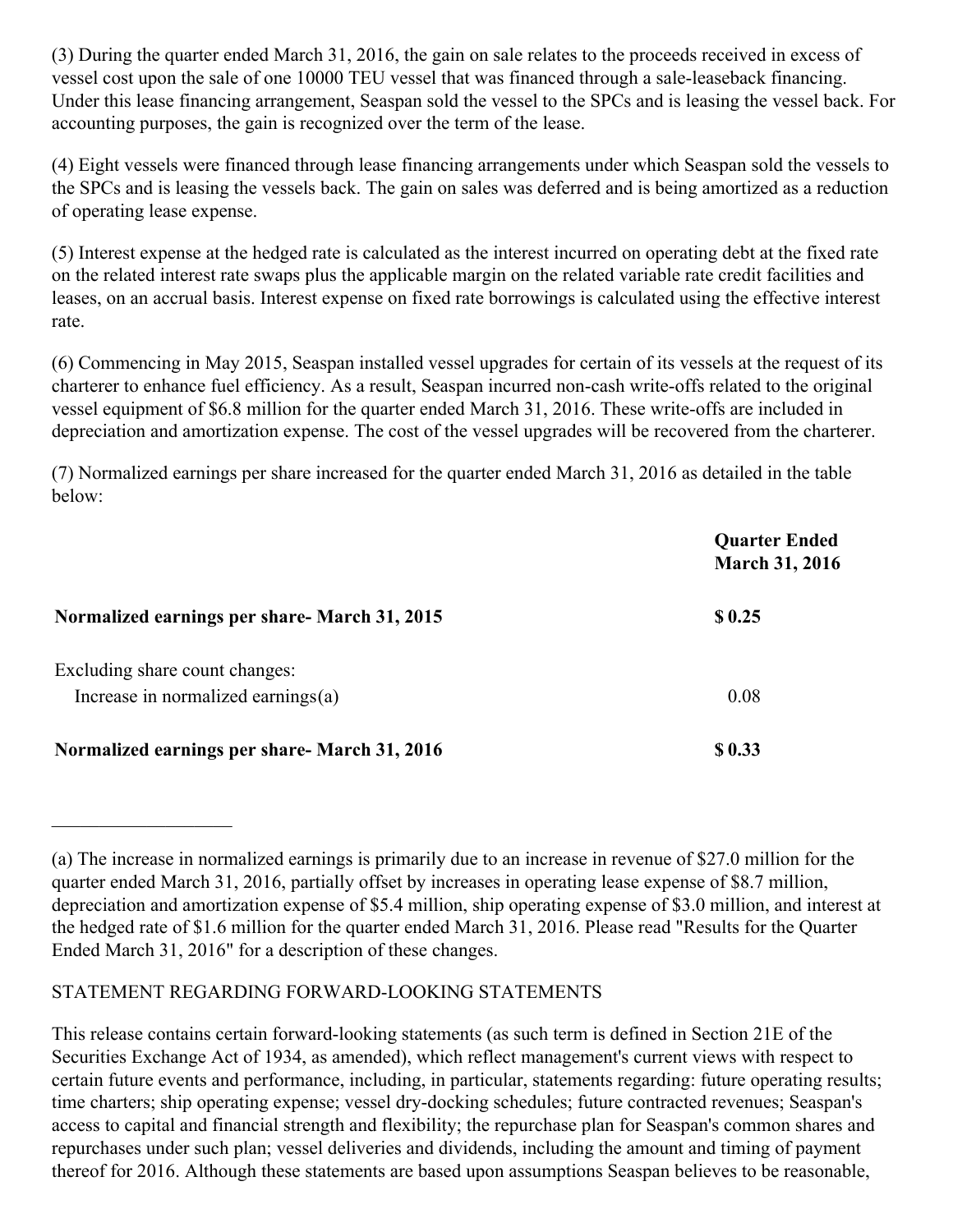(3) During the quarter ended March 31, 2016, the gain on sale relates to the proceeds received in excess of vessel cost upon the sale of one 10000 TEU vessel that was financed through a sale-leaseback financing. Under this lease financing arrangement, Seaspan sold the vessel to the SPCs and is leasing the vessel back. For accounting purposes, the gain is recognized over the term of the lease.

(4) Eight vessels were financed through lease financing arrangements under which Seaspan sold the vessels to the SPCs and is leasing the vessels back. The gain on sales was deferred and is being amortized as a reduction of operating lease expense.

(5) Interest expense at the hedged rate is calculated as the interest incurred on operating debt at the fixed rate on the related interest rate swaps plus the applicable margin on the related variable rate credit facilities and leases, on an accrual basis. Interest expense on fixed rate borrowings is calculated using the effective interest rate.

(6) Commencing in May 2015, Seaspan installed vessel upgrades for certain of its vessels at the request of its charterer to enhance fuel efficiency. As a result, Seaspan incurred non-cash write-offs related to the original vessel equipment of $6.8 million for the quarter ended March 31, 2016. These write-offs are included in depreciation and amortization expense. The cost of the vessel upgrades will be recovered from the charterer.

(7) Normalized earnings per share increased for the quarter ended March 31, 2016 as detailed in the table below:

| | **Quarter Ended March 31, 2016** |
|---|---|
| **Normalized earnings per share- March 31, 2015** | **$ 0.25** |
| Excluding share count changes: | |
| Increase in normalized earnings(a) | 0.08 |
| **Normalized earnings per share- March 31, 2016** | **$ 0.33** |

---

(a) The increase in normalized earnings is primarily due to an increase in revenue of $27.0 million for the quarter ended March 31, 2016, partially offset by increases in operating lease expense of $8.7 million, depreciation and amortization expense of $5.4 million, ship operating expense of $3.0 million, and interest at the hedged rate of $1.6 million for the quarter ended March 31, 2016. Please read "Results for the Quarter Ended March 31, 2016" for a description of these changes.

STATEMENT REGARDING FORWARD-LOOKING STATEMENTS

This release contains certain forward-looking statements (as such term is defined in Section 21E of the Securities Exchange Act of 1934, as amended), which reflect management's current views with respect to certain future events and performance, including, in particular, statements regarding: future operating results; time charters; ship operating expense; vessel dry-docking schedules; future contracted revenues; Seaspan's access to capital and financial strength and flexibility; the repurchase plan for Seaspan's common shares and repurchases under such plan; vessel deliveries and dividends, including the amount and timing of payment thereof for 2016. Although these statements are based upon assumptions Seaspan believes to be reasonable,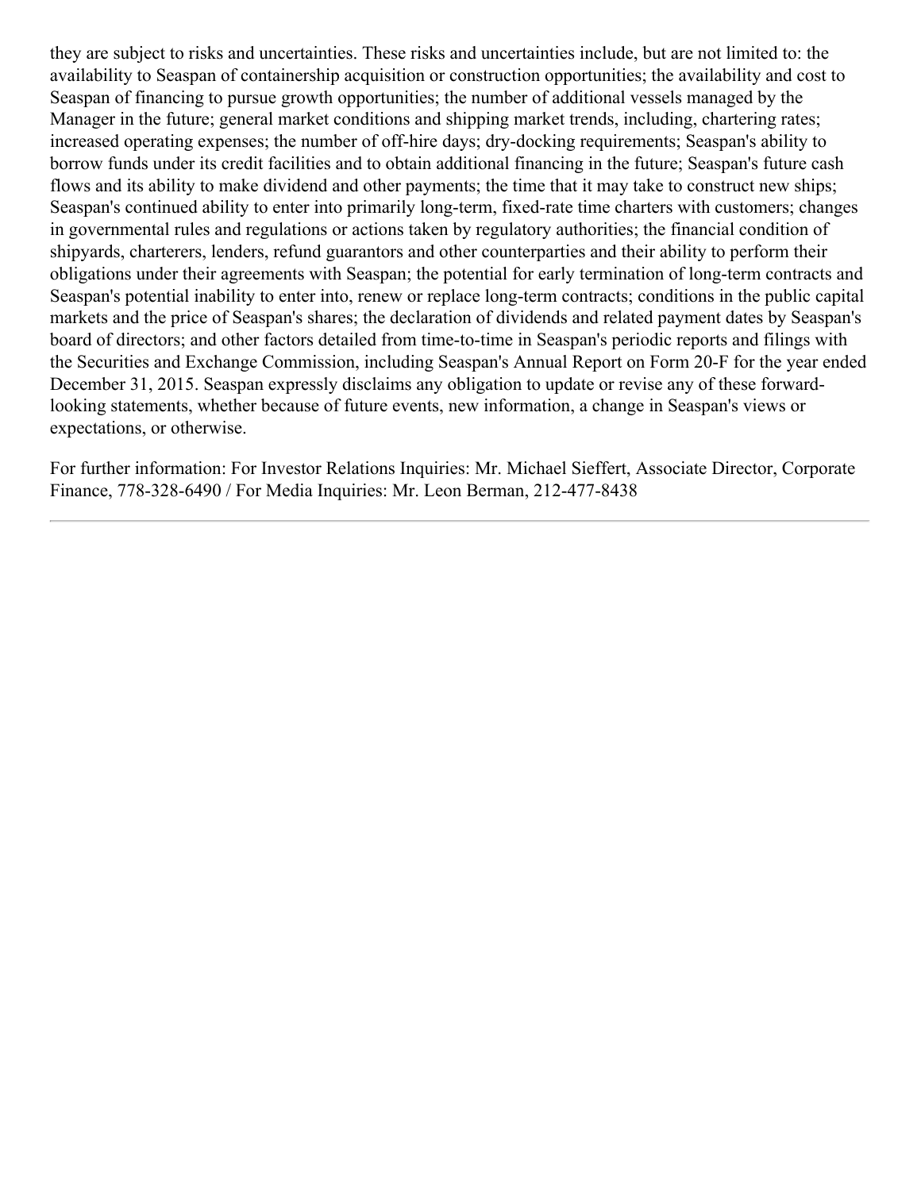they are subject to risks and uncertainties. These risks and uncertainties include, but are not limited to: the availability to Seaspan of containership acquisition or construction opportunities; the availability and cost to Seaspan of financing to pursue growth opportunities; the number of additional vessels managed by the Manager in the future; general market conditions and shipping market trends, including, chartering rates; increased operating expenses; the number of off-hire days; dry-docking requirements; Seaspan's ability to borrow funds under its credit facilities and to obtain additional financing in the future; Seaspan's future cash flows and its ability to make dividend and other payments; the time that it may take to construct new ships; Seaspan's continued ability to enter into primarily long-term, fixed-rate time charters with customers; changes in governmental rules and regulations or actions taken by regulatory authorities; the financial condition of shipyards, charterers, lenders, refund guarantors and other counterparties and their ability to perform their obligations under their agreements with Seaspan; the potential for early termination of long-term contracts and Seaspan's potential inability to enter into, renew or replace long-term contracts; conditions in the public capital markets and the price of Seaspan's shares; the declaration of dividends and related payment dates by Seaspan's board of directors; and other factors detailed from time-to-time in Seaspan's periodic reports and filings with the Securities and Exchange Commission, including Seaspan's Annual Report on Form 20-F for the year ended December 31, 2015. Seaspan expressly disclaims any obligation to update or revise any of these forward-looking statements, whether because of future events, new information, a change in Seaspan's views or expectations, or otherwise.

For further information: For Investor Relations Inquiries: Mr. Michael Sieffert, Associate Director, Corporate Finance, 778-328-6490 / For Media Inquiries: Mr. Leon Berman, 212-477-8438